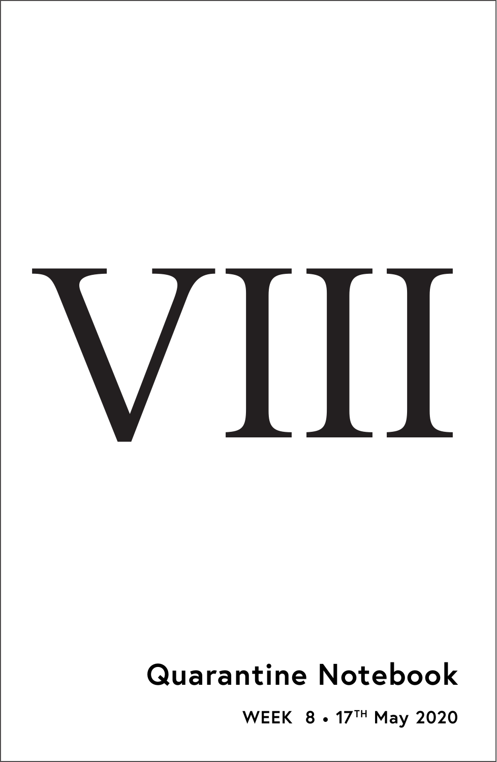# VIII

## Quarantine Notebook

**WEEK 8 • 17[TH] May 2020**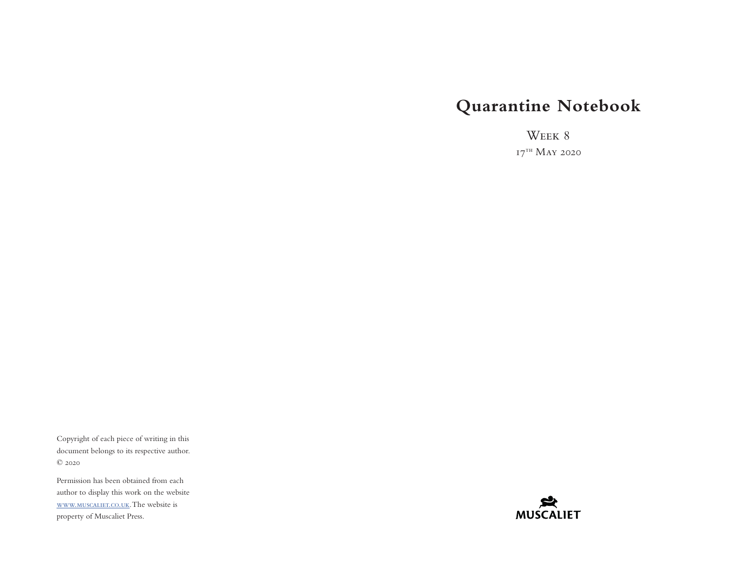Copyright of each piece of writing in this document belongs to its respective author. © 2020

Permission has been obtained from each author to display this work on the website www.muscaliet.co.uk. The website is property of Muscaliet Press.

# Quarantine Notebook

Week 8

17th May 2020

MUSCALIET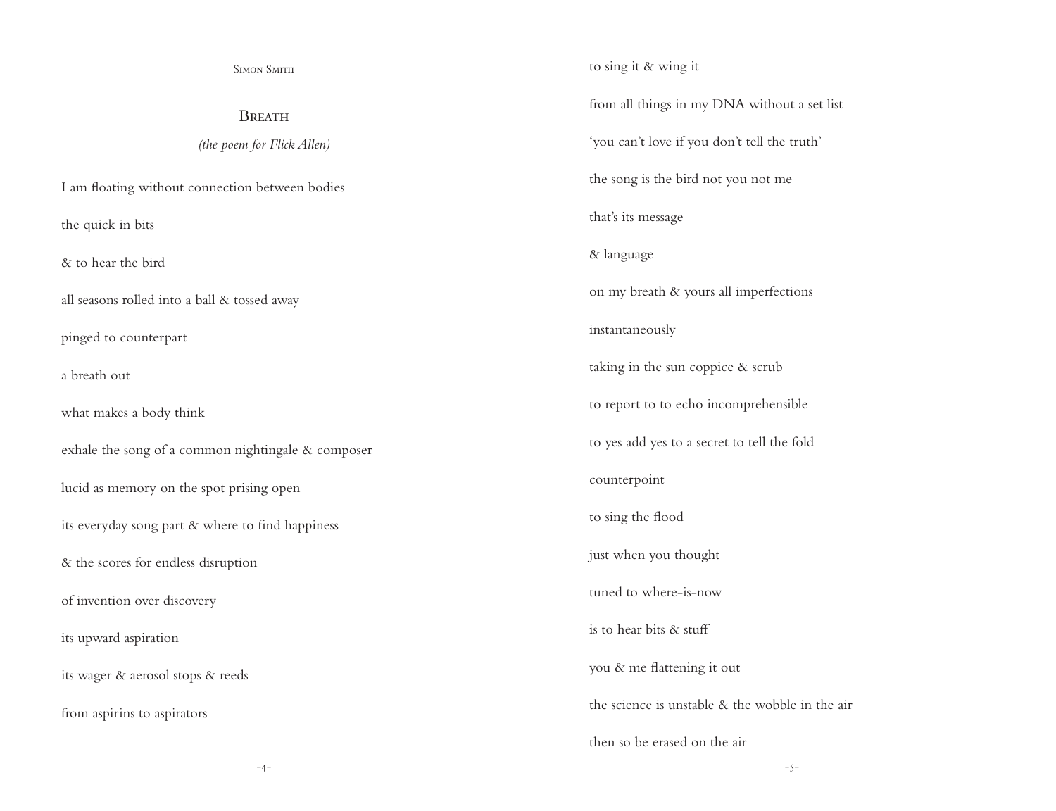Simon Smith

## Breath

*(the poem for Flick Allen)*

I am floating without connection between bodies

the quick in bits

& to hear the bird

all seasons rolled into a ball & tossed away

pinged to counterpart

a breath out

what makes a body think

exhale the song of a common nightingale & composer

lucid as memory on the spot prising open

its everyday song part & where to find happiness

& the scores for endless disruption

of invention over discovery

its upward aspiration

its wager & aerosol stops & reeds

from aspirins to aspirators

to sing it & wing it

from all things in my DNA without a set list

'you can't love if you don't tell the truth'

the song is the bird not you not me

that's its message

& language

on my breath & yours all imperfections

instantaneously

taking in the sun coppice & scrub

to report to to echo incomprehensible

to yes add yes to a secret to tell the fold

counterpoint

to sing the flood

just when you thought

tuned to where-is-now

is to hear bits & stuff

you & me flattening it out

the science is unstable & the wobble in the air

then so be erased on the air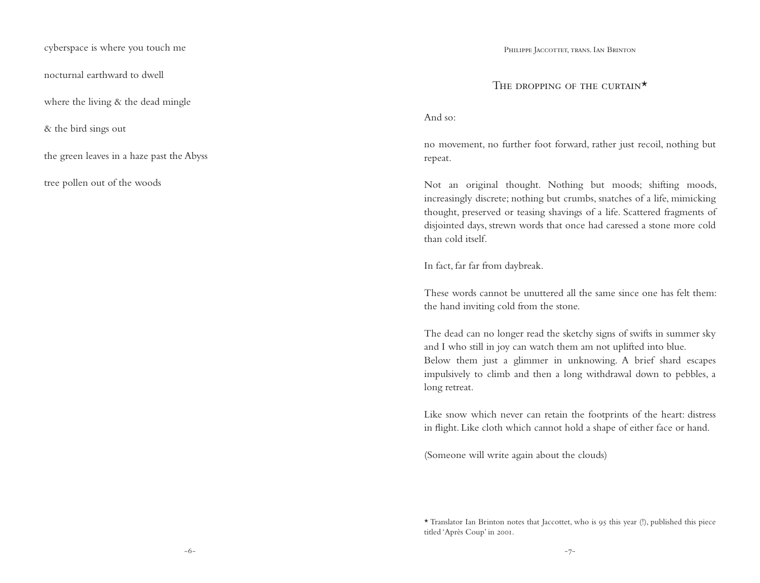cyberspace is where you touch me

nocturnal earthward to dwell

where the living & the dead mingle

& the bird sings out

the green leaves in a haze past the Abyss

tree pollen out of the woods

Philippe Jaccottet, trans. Ian Brinton

## The dropping of the curtain*

And so:

no movement, no further foot forward, rather just recoil, nothing but repeat.

Not an original thought. Nothing but moods; shifting moods, increasingly discrete; nothing but crumbs, snatches of a life, mimicking thought, preserved or teasing shavings of a life. Scattered fragments of disjointed days, strewn words that once had caressed a stone more cold than cold itself.

In fact, far far from daybreak.

These words cannot be unuttered all the same since one has felt them: the hand inviting cold from the stone.

The dead can no longer read the sketchy signs of swifts in summer sky and I who still in joy can watch them am not uplifted into blue.
Below them just a glimmer in unknowing. A brief shard escapes impulsively to climb and then a long withdrawal down to pebbles, a long retreat.

Like snow which never can retain the footprints of the heart: distress in flight. Like cloth which cannot hold a shape of either face or hand.

(Someone will write again about the clouds)

* Translator Ian Brinton notes that Jaccottet, who is 95 this year (!), published this piece titled 'Après Coup' in 2001.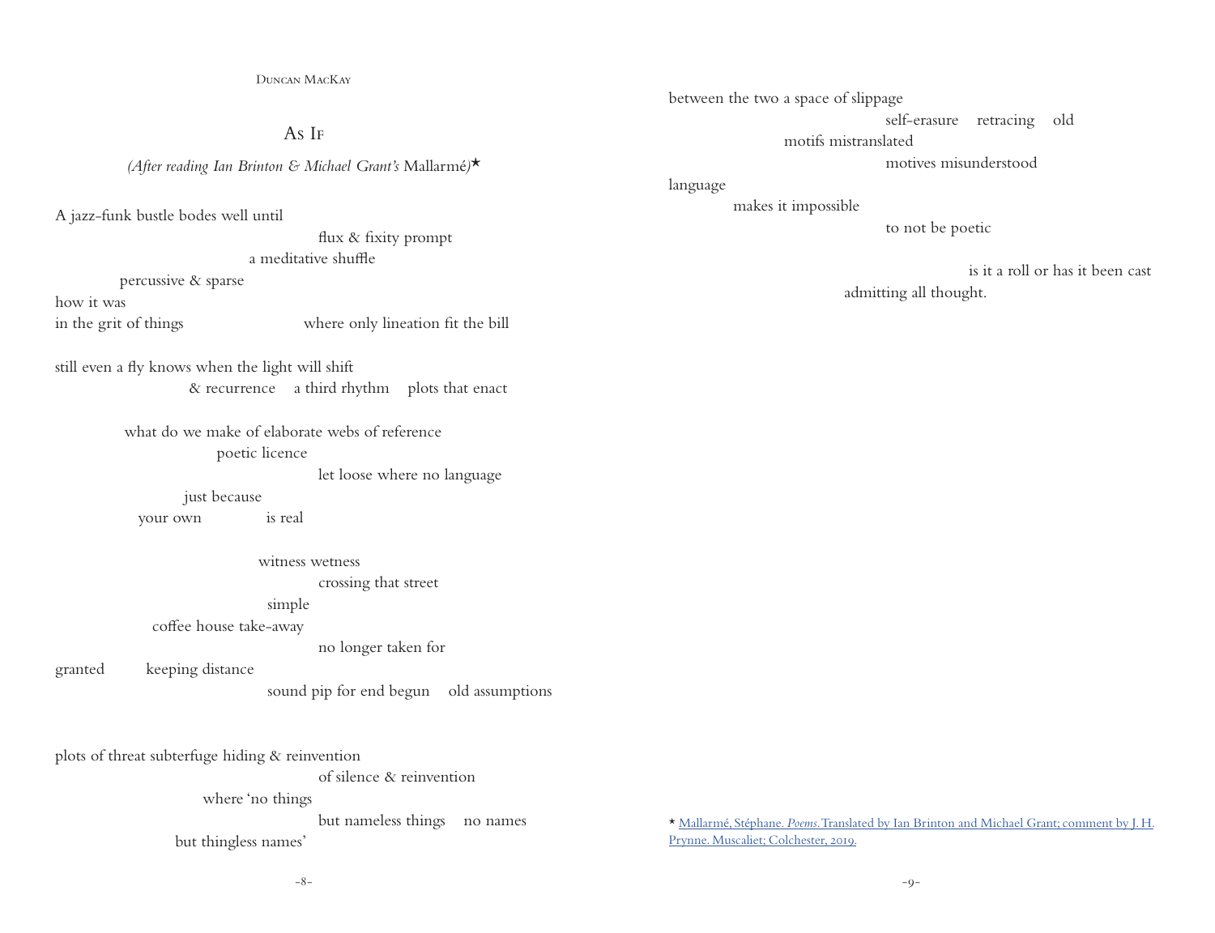Duncan MacKay

## As If

*(After reading Ian Brinton & Michael Grant's* Mallarmé*)*★

A jazz-funk bustle bodes well until
                                        flux & fixity prompt
                              a meditative shuffle
            percussive & sparse
how it was
in the grit of things                    where only lineation fit the bill

still even a fly knows when the light will shift
                    & recurrence    a third rhythm    plots that enact

            what do we make of elaborate webs of reference
                        poetic licence
                                        let loose where no language
                    just because
            your own            is real

                              witness wetness
                                        crossing that street
                              simple
                coffee house take-away
                                        no longer taken for
granted        keeping distance
                              sound pip for end begun    old assumptions

plots of threat subterfuge hiding & reinvention
                                        of silence & reinvention
                        where 'no things
                                        but nameless things    no names
                    but thingless names'

between the two a space of slippage
                                        self-erasure    retracing    old
                        motifs mistranslated
                                        motives misunderstood
language
        makes it impossible
                                        to not be poetic

                                                    is it a roll or has it been cast
                                admitting all thought.

★ Mallarmé, Stéphane. *Poems*. Translated by Ian Brinton and Michael Grant; comment by J. H. Prynne. Muscaliet; Colchester, 2019.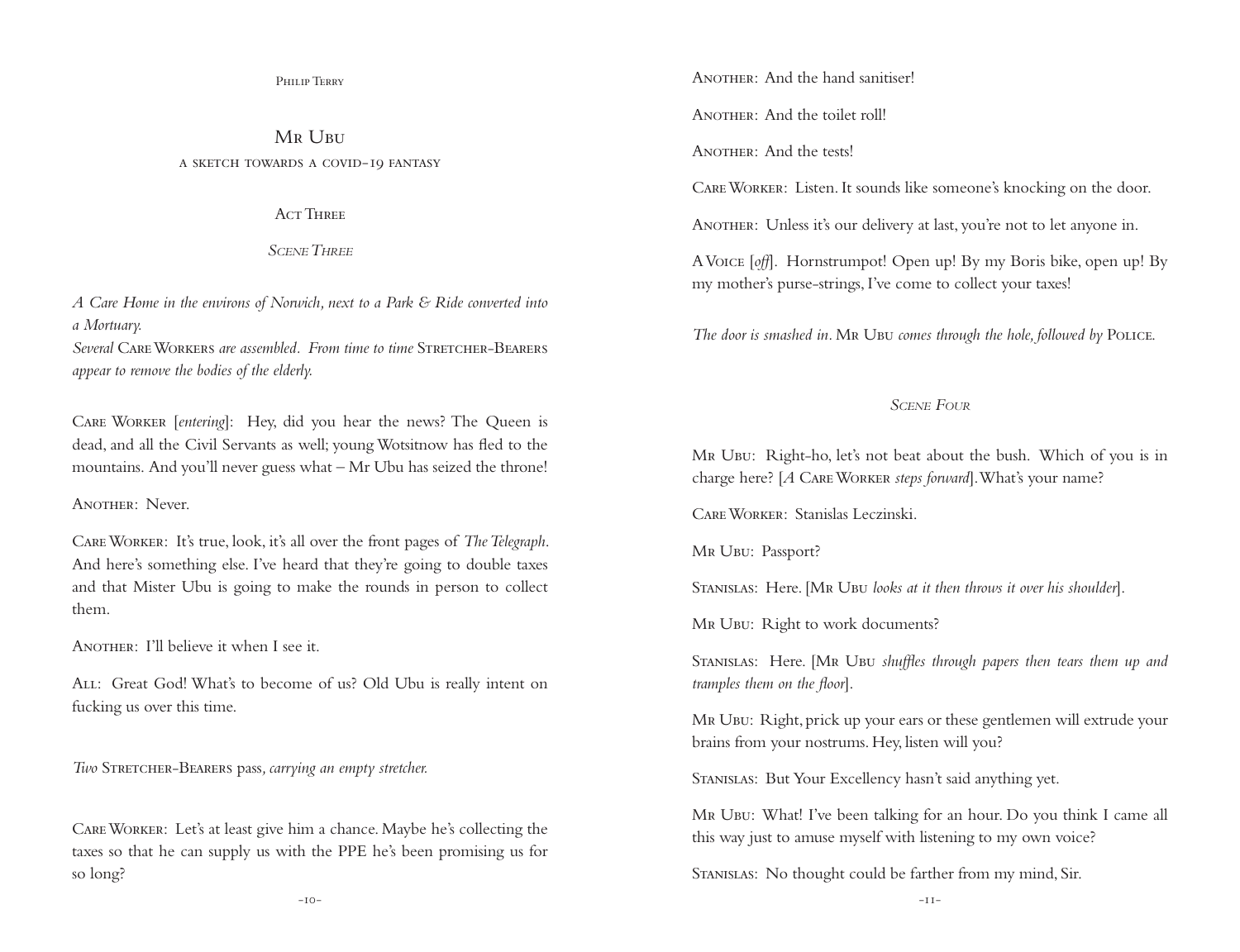# Mr Ubu

a sketch towards a covid-19 fantasy

## Act Three

### *Scene Three*

*A Care Home in the environs of Norwich, next to a Park & Ride converted into a Mortuary.*
*Several* Care Workers *are assembled. From time to time* Stretcher-Bearers *appear to remove the bodies of the elderly.*

Care Worker [*entering*]: Hey, did you hear the news? The Queen is dead, and all the Civil Servants as well; young Wotsitnow has fled to the mountains. And you'll never guess what – Mr Ubu has seized the throne!

Another: Never.

Care Worker: It's true, look, it's all over the front pages of *The Telegraph*. And here's something else. I've heard that they're going to double taxes and that Mister Ubu is going to make the rounds in person to collect them.

Another: I'll believe it when I see it.

All: Great God! What's to become of us? Old Ubu is really intent on fucking us over this time.

*Two* Stretcher-Bearers *pass, carrying an empty stretcher.*

Care Worker: Let's at least give him a chance. Maybe he's collecting the taxes so that he can supply us with the PPE he's been promising us for so long?

Another: And the hand sanitiser!

Another: And the toilet roll!

Another: And the tests!

Care Worker: Listen. It sounds like someone's knocking on the door.

Another: Unless it's our delivery at last, you're not to let anyone in.

A Voice [*off*]. Hornstrumpot! Open up! By my Boris bike, open up! By my mother's purse-strings, I've come to collect your taxes!

*The door is smashed in.* Mr Ubu *comes through the hole, followed by* Police.

### *Scene Four*

Mr Ubu: Right-ho, let's not beat about the bush. Which of you is in charge here? [*A* Care Worker *steps forward*]. What's your name?

Care Worker: Stanislas Leczinski.

Mr Ubu: Passport?

Stanislas: Here. [Mr Ubu *looks at it then throws it over his shoulder*].

Mr Ubu: Right to work documents?

Stanislas: Here. [Mr Ubu *shuffles through papers then tears them up and tramples them on the floor*].

Mr Ubu: Right, prick up your ears or these gentlemen will extrude your brains from your nostrums. Hey, listen will you?

Stanislas: But Your Excellency hasn't said anything yet.

Mr Ubu: What! I've been talking for an hour. Do you think I came all this way just to amuse myself with listening to my own voice?

Stanislas: No thought could be farther from my mind, Sir.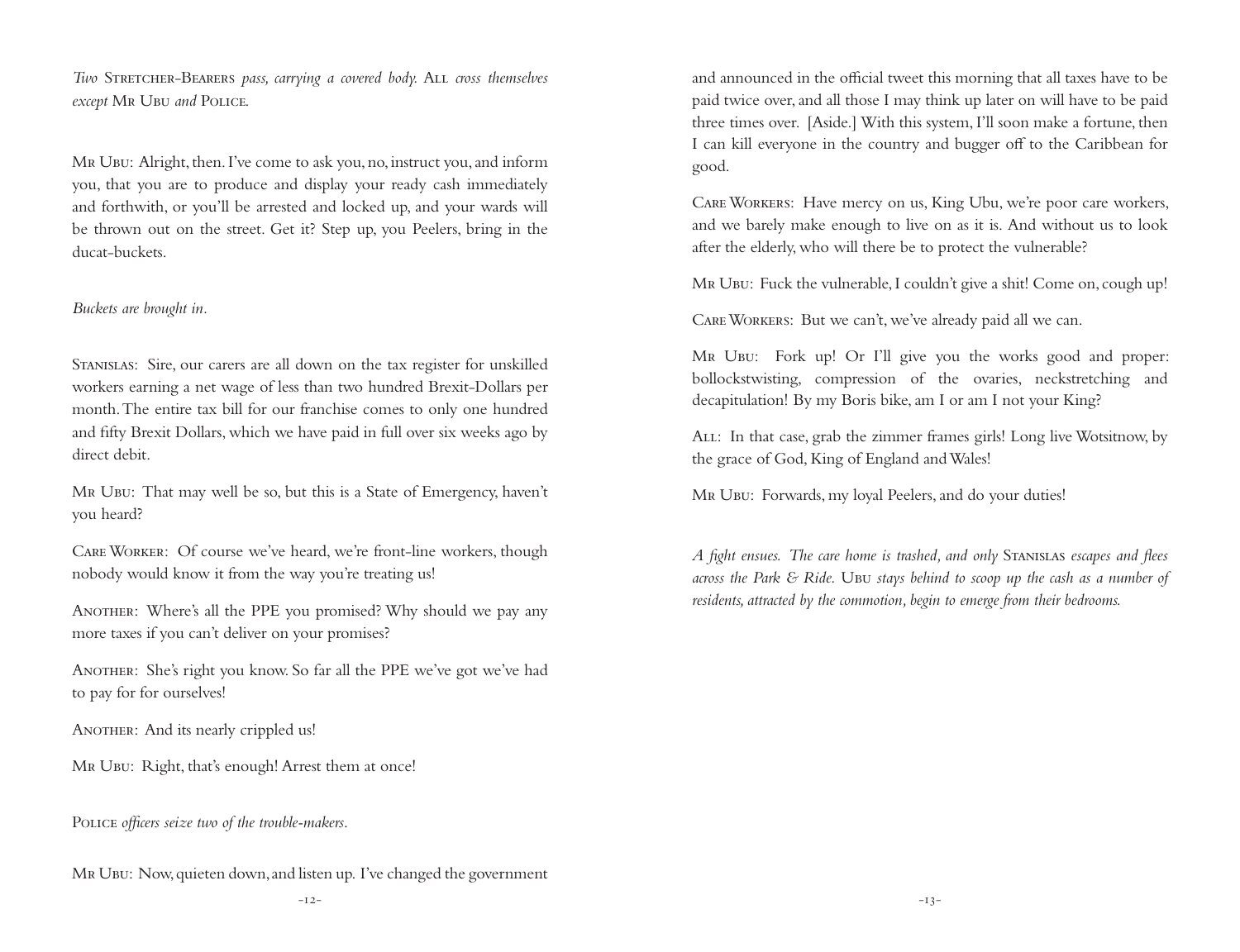*Two* Stretcher-Bearers *pass, carrying a covered body.* All *cross themselves except* Mr Ubu *and* Police.

Mr Ubu: Alright, then. I've come to ask you, no, instruct you, and inform you, that you are to produce and display your ready cash immediately and forthwith, or you'll be arrested and locked up, and your wards will be thrown out on the street. Get it? Step up, you Peelers, bring in the ducat-buckets.

*Buckets are brought in.*

Stanislas: Sire, our carers are all down on the tax register for unskilled workers earning a net wage of less than two hundred Brexit-Dollars per month. The entire tax bill for our franchise comes to only one hundred and fifty Brexit Dollars, which we have paid in full over six weeks ago by direct debit.

Mr Ubu: That may well be so, but this is a State of Emergency, haven't you heard?

Care Worker: Of course we've heard, we're front-line workers, though nobody would know it from the way you're treating us!

Another: Where's all the PPE you promised? Why should we pay any more taxes if you can't deliver on your promises?

Another: She's right you know. So far all the PPE we've got we've had to pay for for ourselves!

Another: And its nearly crippled us!

Mr Ubu: Right, that's enough! Arrest them at once!

Police *officers seize two of the trouble-makers.*

Mr Ubu: Now, quieten down, and listen up. I've changed the government and announced in the official tweet this morning that all taxes have to be paid twice over, and all those I may think up later on will have to be paid three times over. [Aside.] With this system, I'll soon make a fortune, then I can kill everyone in the country and bugger off to the Caribbean for good.

Care Workers: Have mercy on us, King Ubu, we're poor care workers, and we barely make enough to live on as it is. And without us to look after the elderly, who will there be to protect the vulnerable?

Mr Ubu: Fuck the vulnerable, I couldn't give a shit! Come on, cough up!

Care Workers: But we can't, we've already paid all we can.

Mr Ubu: Fork up! Or I'll give you the works good and proper: bollockstwisting, compression of the ovaries, neckstretching and decapitulation! By my Boris bike, am I or am I not your King?

All: In that case, grab the zimmer frames girls! Long live Wotsitnow, by the grace of God, King of England and Wales!

Mr Ubu: Forwards, my loyal Peelers, and do your duties!

*A fight ensues. The care home is trashed, and only* Stanislas *escapes and flees across the Park & Ride.* Ubu *stays behind to scoop up the cash as a number of residents, attracted by the commotion, begin to emerge from their bedrooms.*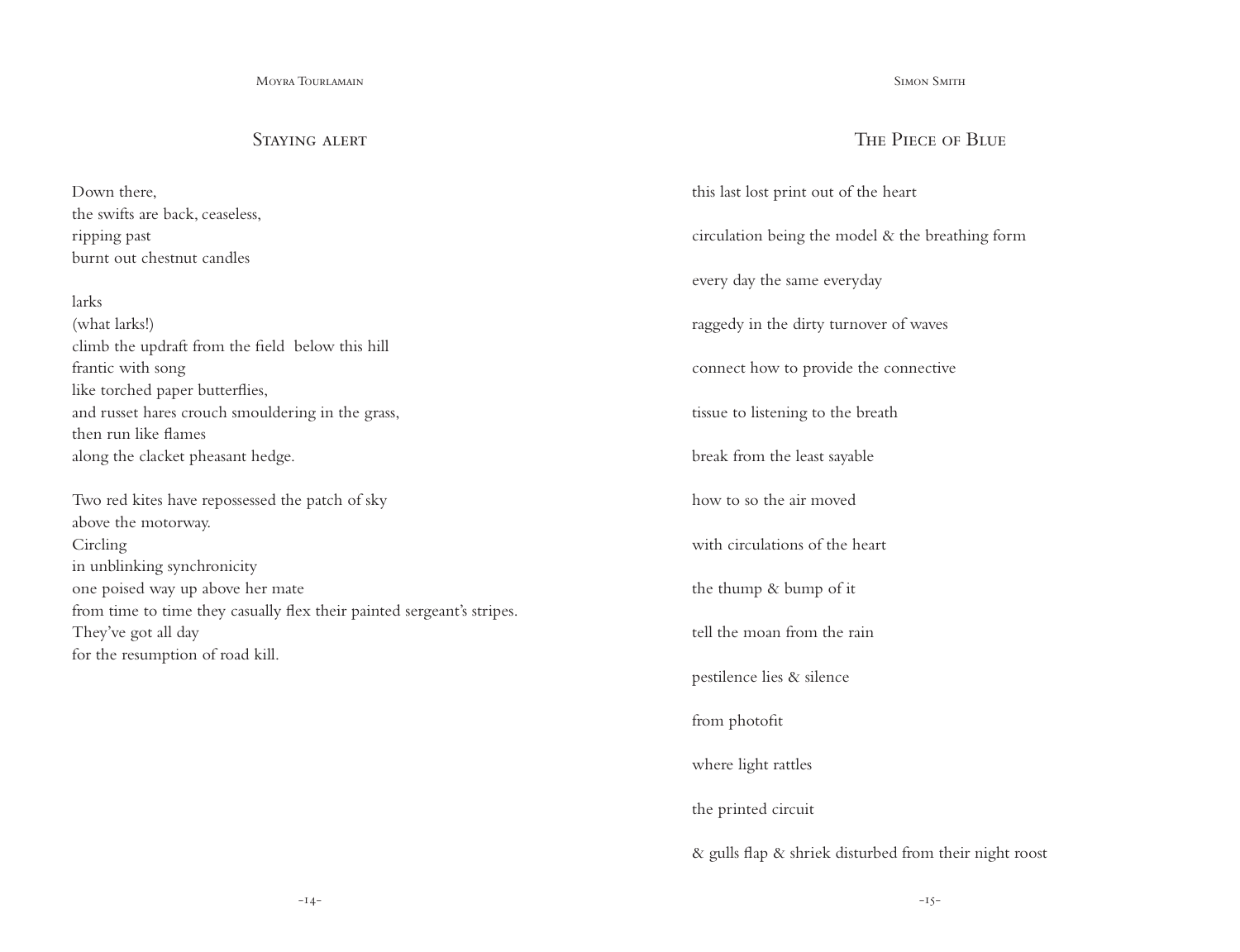Moyra Tourlamain

## Staying alert

Down there,  
the swifts are back, ceaseless,  
ripping past  
burnt out chestnut candles

larks  
(what larks!)  
climb the updraft from the field  below this hill  
frantic with song  
like torched paper butterflies,  
and russet hares crouch smouldering in the grass,  
then run like flames  
along the clacket pheasant hedge.

Two red kites have repossessed the patch of sky  
above the motorway.  
Circling  
in unblinking synchronicity  
one poised way up above her mate  
from time to time they casually flex their painted sergeant's stripes.  
They've got all day  
for the resumption of road kill.

Simon Smith

## The Piece of Blue

this last lost print out of the heart

circulation being the model & the breathing form

every day the same everyday

raggedy in the dirty turnover of waves

connect how to provide the connective

tissue to listening to the breath

break from the least sayable

how to so the air moved

with circulations of the heart

the thump & bump of it

tell the moan from the rain

pestilence lies & silence

from photofit

where light rattles

the printed circuit

& gulls flap & shriek disturbed from their night roost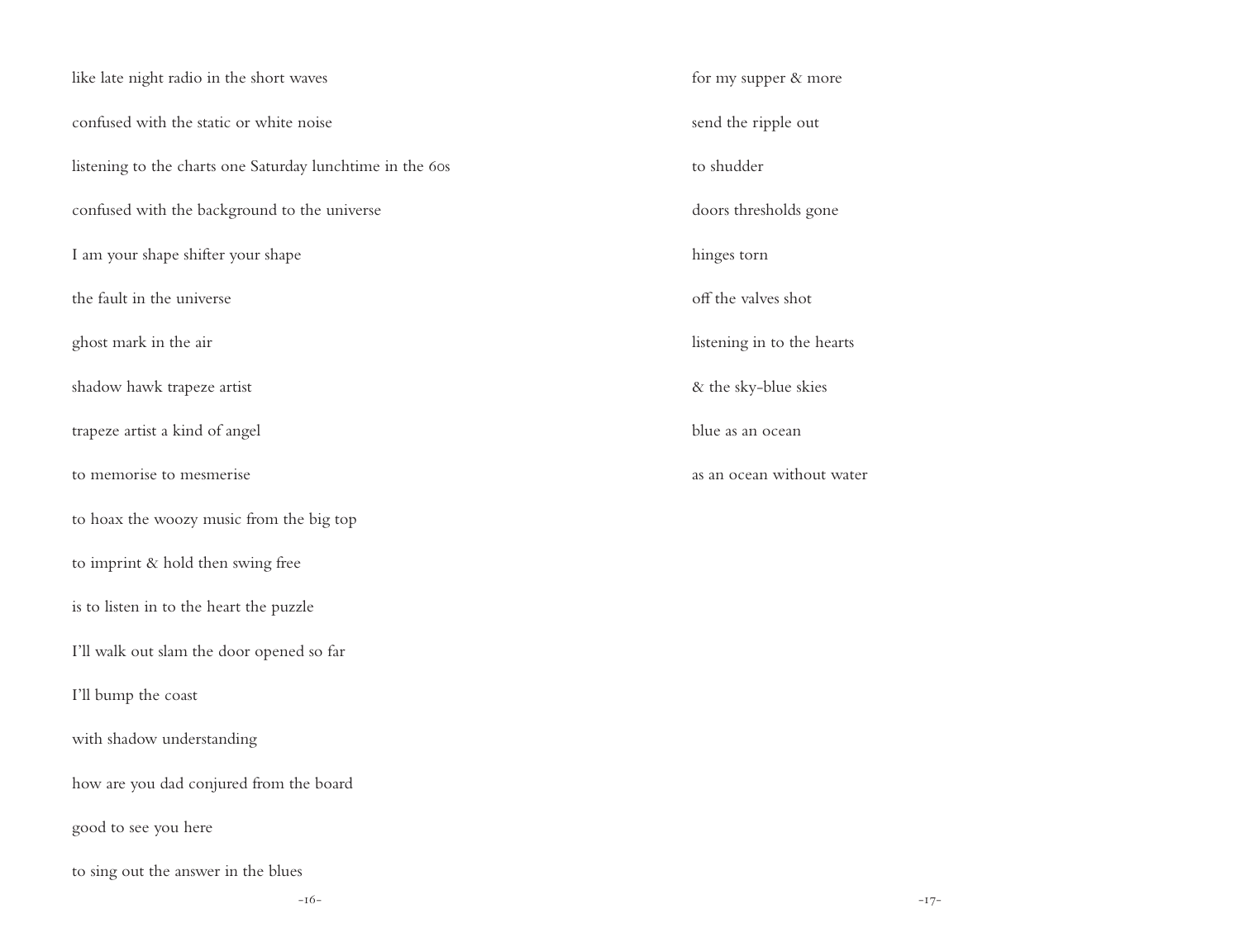like late night radio in the short waves

confused with the static or white noise

listening to the charts one Saturday lunchtime in the 60s

confused with the background to the universe

I am your shape shifter your shape

the fault in the universe

ghost mark in the air

shadow hawk trapeze artist

trapeze artist a kind of angel

to memorise to mesmerise

to hoax the woozy music from the big top

to imprint & hold then swing free

is to listen in to the heart the puzzle

I'll walk out slam the door opened so far

I'll bump the coast

with shadow understanding

how are you dad conjured from the board

good to see you here

to sing out the answer in the blues

for my supper & more

send the ripple out

to shudder

doors thresholds gone

hinges torn

off the valves shot

listening in to the hearts

& the sky-blue skies

blue as an ocean

as an ocean without water